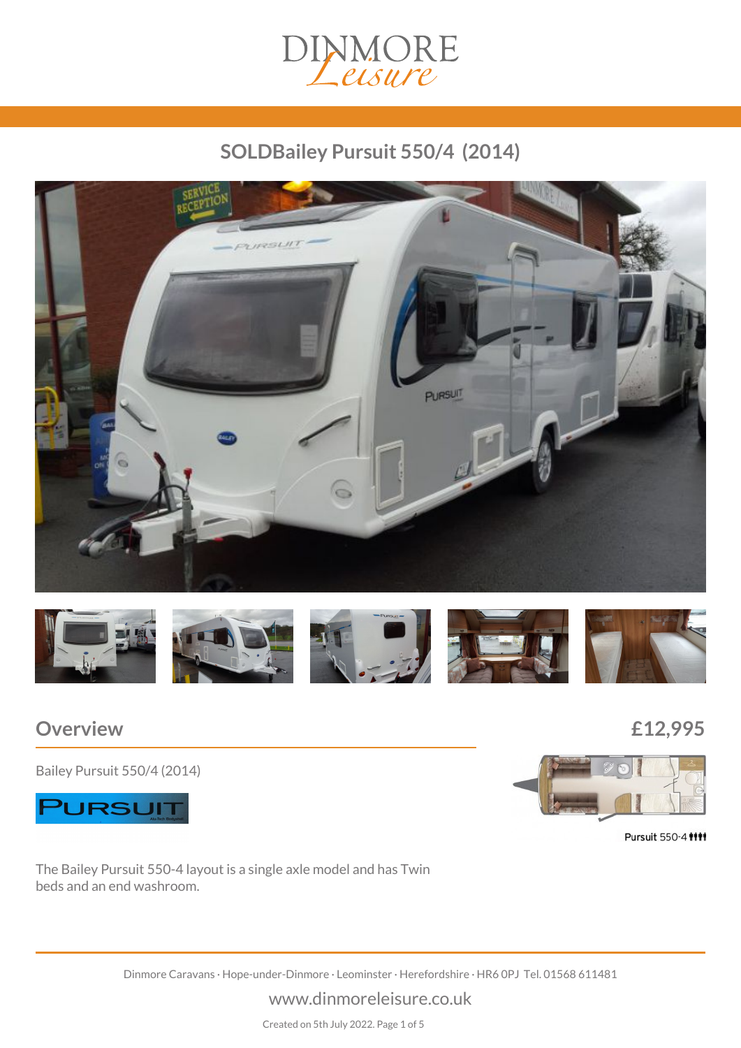# SOLDBailey Pursuit 550/4 (2014)

## Overview

**£12,995**

Bailey Pursuit 550/4 (2014)

Pursuit 550-4

The Bailey Pursuit 550-4 layout is a single axle model and has Twin beds and an end washroom.

Dinmore Caravans · Hope-under-Dinmore · Leominster · Herefordshire · HR6 0PJ Tel. 01568 611481

www.dinmoreleisure.co.uk

Created on 5th July 2022.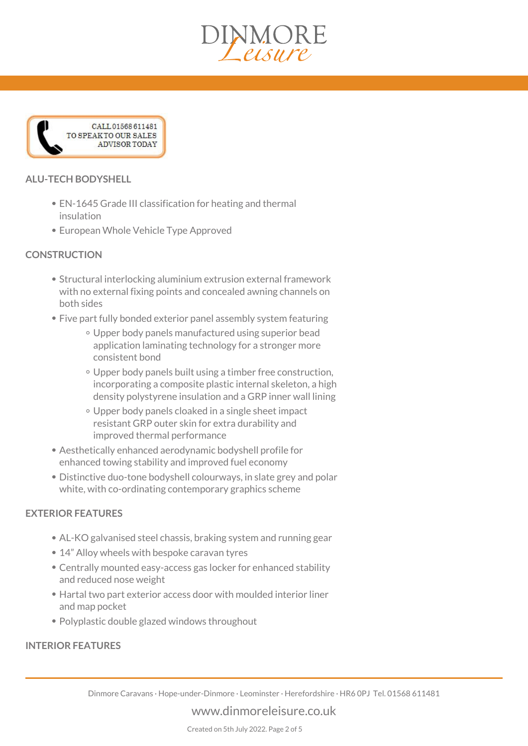CALL 01568 611481 TO SPEAK TO OUR SALES ADVISOR TODAY

## ALU-TECH BODYSHELL

- EN-1645 Grade III classification for heating and thermal insulation
- European Whole Vehicle Type Approved

## CONSTRUCTION

- Structural interlocking aluminium extrusion external framework with no external fixing points and concealed awning channels on both sides
- Five part fully bonded exterior panel assembly system featuring
  - Upper body panels manufactured using superior bead application laminating technology for a stronger more consistent bond
  - Upper body panels built using a timber free construction, incorporating a composite plastic internal skeleton, a high density polystyrene insulation and a GRP inner wall lining
  - Upper body panels cloaked in a single sheet impact resistant GRP outer skin for extra durability and improved thermal performance
- Aesthetically enhanced aerodynamic bodyshell profile for enhanced towing stability and improved fuel economy
- Distinctive duo-tone bodyshell colourways, in slate grey and polar white, with co-ordinating contemporary graphics scheme

## EXTERIOR FEATURES

- AL-KO galvanised steel chassis, braking system and running gear
- 14" Alloy wheels with bespoke caravan tyres
- Centrally mounted easy-access gas locker for enhanced stability and reduced nose weight
- Hartal two part exterior access door with moulded interior liner and map pocket
- Polyplastic double glazed windows throughout

## INTERIOR FEATURES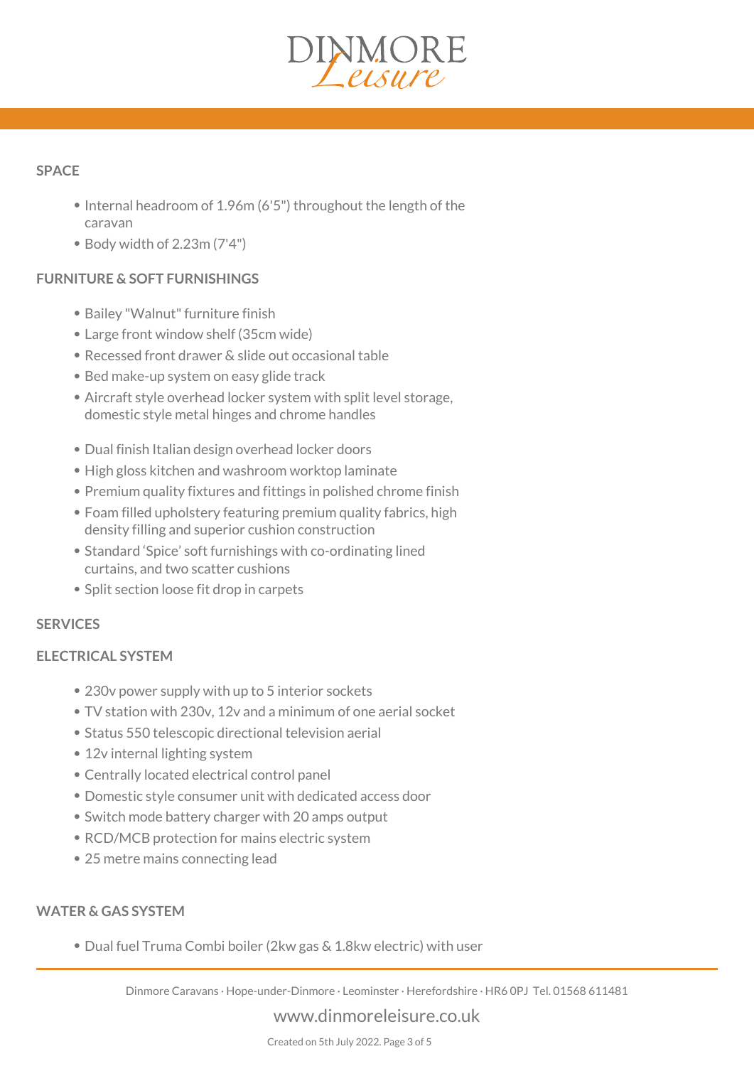## SPACE

- Internal headroom of 1.96m (6'5") throughout the length of the caravan
- Body width of 2.23m (7'4")

## FURNITURE & SOFT FURNISHINGS

- Bailey "Walnut" furniture finish
- Large front window shelf (35cm wide)
- Recessed front drawer & slide out occasional table
- Bed make-up system on easy glide track
- Aircraft style overhead locker system with split level storage, domestic style metal hinges and chrome handles
- Dual finish Italian design overhead locker doors
- High gloss kitchen and washroom worktop laminate
- Premium quality fixtures and fittings in polished chrome finish
- Foam filled upholstery featuring premium quality fabrics, high density filling and superior cushion construction
- Standard 'Spice' soft furnishings with co-ordinating lined curtains, and two scatter cushions
- Split section loose fit drop in carpets

## SERVICES

## ELECTRICAL SYSTEM

- 230v power supply with up to 5 interior sockets
- TV station with 230v, 12v and a minimum of one aerial socket
- Status 550 telescopic directional television aerial
- 12v internal lighting system
- Centrally located electrical control panel
- Domestic style consumer unit with dedicated access door
- Switch mode battery charger with 20 amps output
- RCD/MCB protection for mains electric system
- 25 metre mains connecting lead

## WATER & GAS SYSTEM

- Dual fuel Truma Combi boiler (2kw gas & 1.8kw electric) with user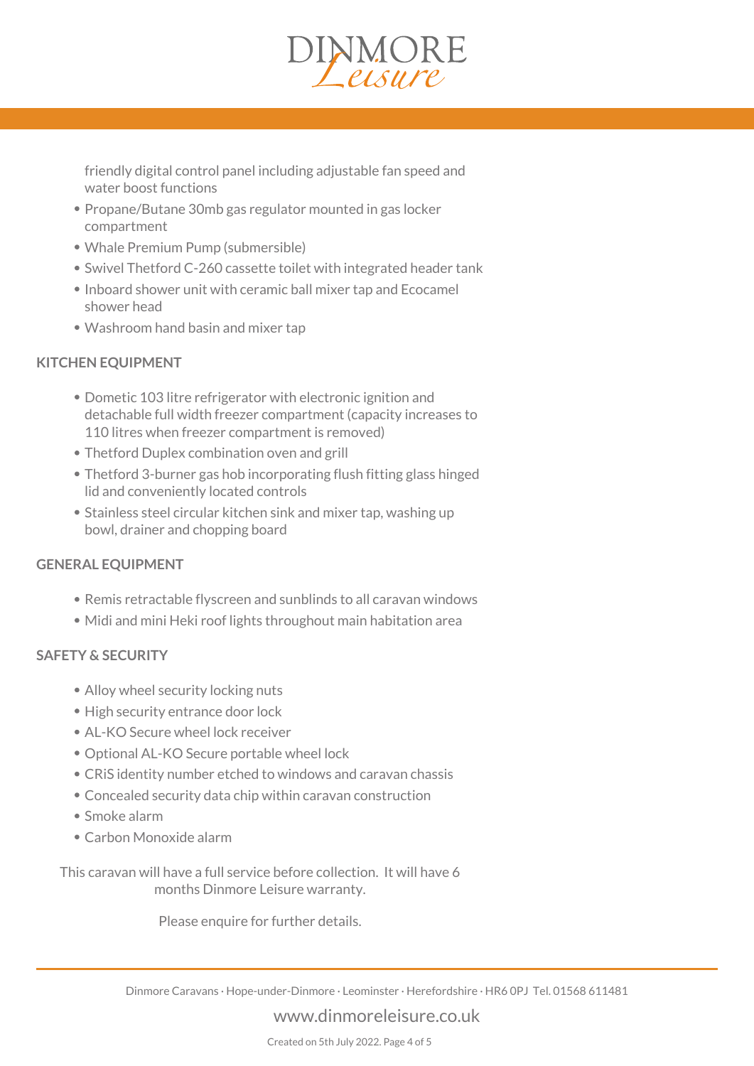friendly digital control panel including adjustable fan speed and water boost functions

- Propane/Butane 30mb gas regulator mounted in gas locker compartment
- Whale Premium Pump (submersible)
- Swivel Thetford C-260 cassette toilet with integrated header tank
- Inboard shower unit with ceramic ball mixer tap and Ecocamel shower head
- Washroom hand basin and mixer tap

## KITCHEN EQUIPMENT

- Dometic 103 litre refrigerator with electronic ignition and detachable full width freezer compartment (capacity increases to 110 litres when freezer compartment is removed)
- Thetford Duplex combination oven and grill
- Thetford 3-burner gas hob incorporating flush fitting glass hinged lid and conveniently located controls
- Stainless steel circular kitchen sink and mixer tap, washing up bowl, drainer and chopping board

## GENERAL EQUIPMENT

- Remis retractable flyscreen and sunblinds to all caravan windows
- Midi and mini Heki roof lights throughout main habitation area

## SAFETY & SECURITY

- Alloy wheel security locking nuts
- High security entrance door lock
- AL-KO Secure wheel lock receiver
- Optional AL-KO Secure portable wheel lock
- CRiS identity number etched to windows and caravan chassis
- Concealed security data chip within caravan construction
- Smoke alarm
- Carbon Monoxide alarm

This caravan will have a full service before collection. It will have 6 months Dinmore Leisure warranty.

Please enquire for further details.

Dinmore Caravans · Hope-under-Dinmore · Leominster · Herefordshire · HR6 0PJ Tel. 01568 611481

www.dinmoreleisure.co.uk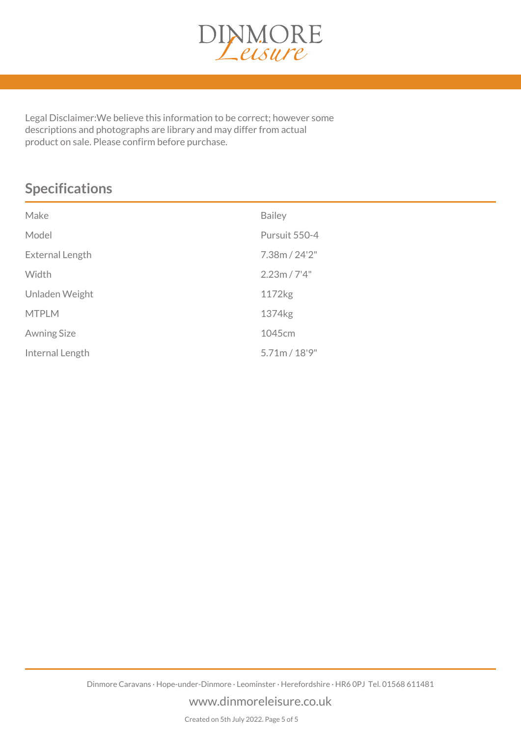Legal Disclaimer:We believe this information to be correct; however some descriptions and photographs are library and may differ from actual product on sale. Please confirm before purchase.

## Specifications

| | |
|---|---|
| Make | Bailey |
| Model | Pursuit 550-4 |
| External Length | 7.38m / 24'2" |
| Width | 2.23m / 7'4" |
| Unladen Weight | 1172kg |
| MTPLM | 1374kg |
| Awning Size | 1045cm |
| Internal Length | 5.71m / 18'9" |

Dinmore Caravans · Hope-under-Dinmore · Leominster · Herefordshire · HR6 0PJ Tel. 01568 611481

www.dinmoreleisure.co.uk

Created on 5th July 2022.